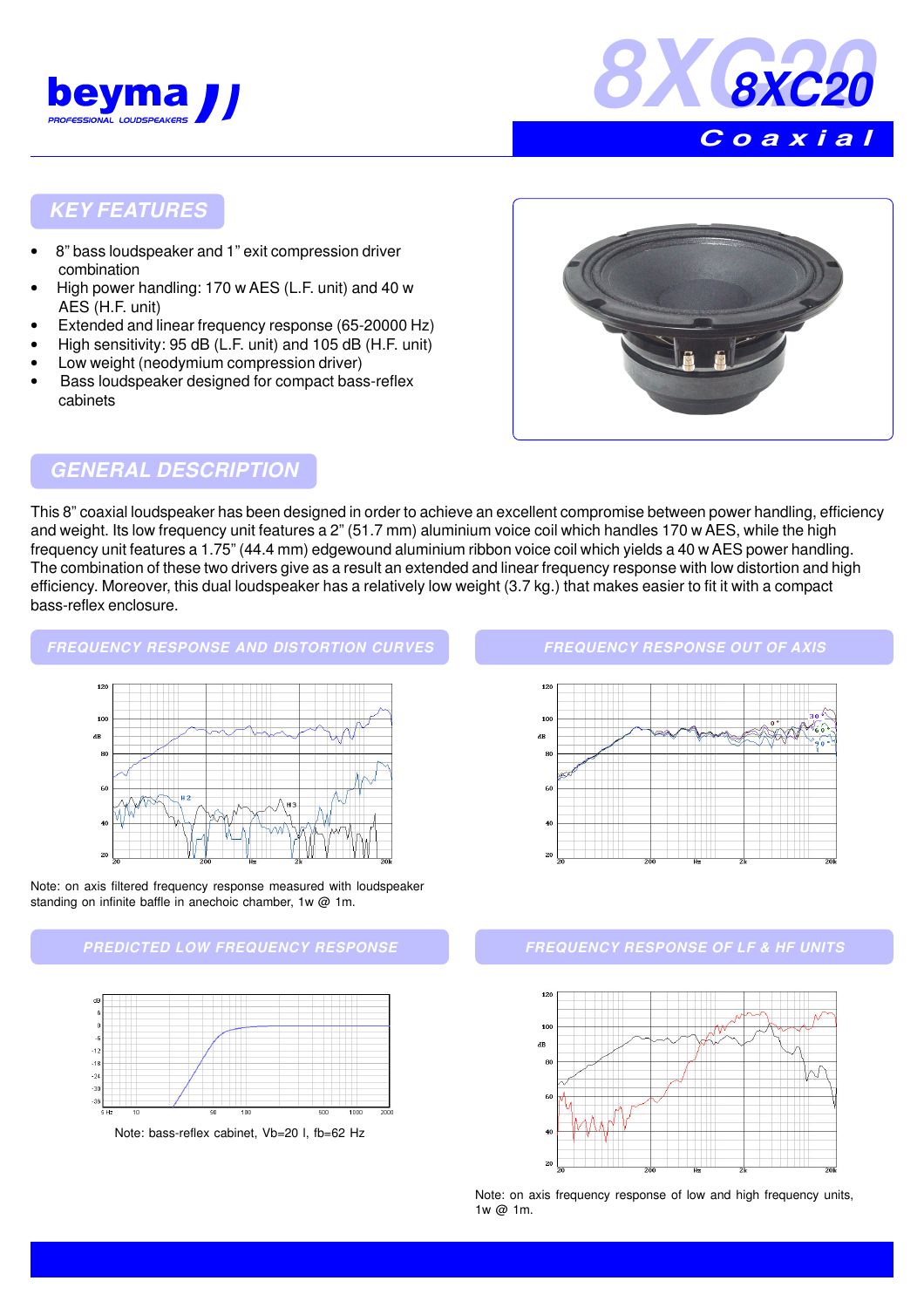# 8XC20

## Coaxial

## KEY FEATURES

- 8" bass loudspeaker and 1" exit compression driver combination
- High power handling: 170 w AES (L.F. unit) and 40 w AES (H.F. unit)
- Extended and linear frequency response (65-20000 Hz)
- High sensitivity: 95 dB (L.F. unit) and 105 dB (H.F. unit)
- Low weight (neodymium compression driver)
- Bass loudspeaker designed for compact bass-reflex cabinets

## GENERAL DESCRIPTION

This 8" coaxial loudspeaker has been designed in order to achieve an excellent compromise between power handling, efficiency and weight. Its low frequency unit features a 2" (51.7 mm) aluminium voice coil which handles 170 w AES, while the high frequency unit features a 1.75" (44.4 mm) edgewound aluminium ribbon voice coil which yields a 40 w AES power handling. The combination of these two drivers give as a result an extended and linear frequency response with low distortion and high efficiency. Moreover, this dual loudspeaker has a relatively low weight (3.7 kg.) that makes easier to fit it with a compact bass-reflex enclosure.

## FREQUENCY RESPONSE AND DISTORTION CURVES

Note: on axis filtered frequency response measured with loudspeaker standing on infinite baffle in anechoic chamber, 1w @ 1m.

## FREQUENCY RESPONSE OUT OF AXIS

## PREDICTED LOW FREQUENCY RESPONSE

Note: bass-reflex cabinet, Vb=20 l, fb=62 Hz

## FREQUENCY RESPONSE OF LF & HF UNITS

Note: on axis frequency response of low and high frequency units, 1w @ 1m.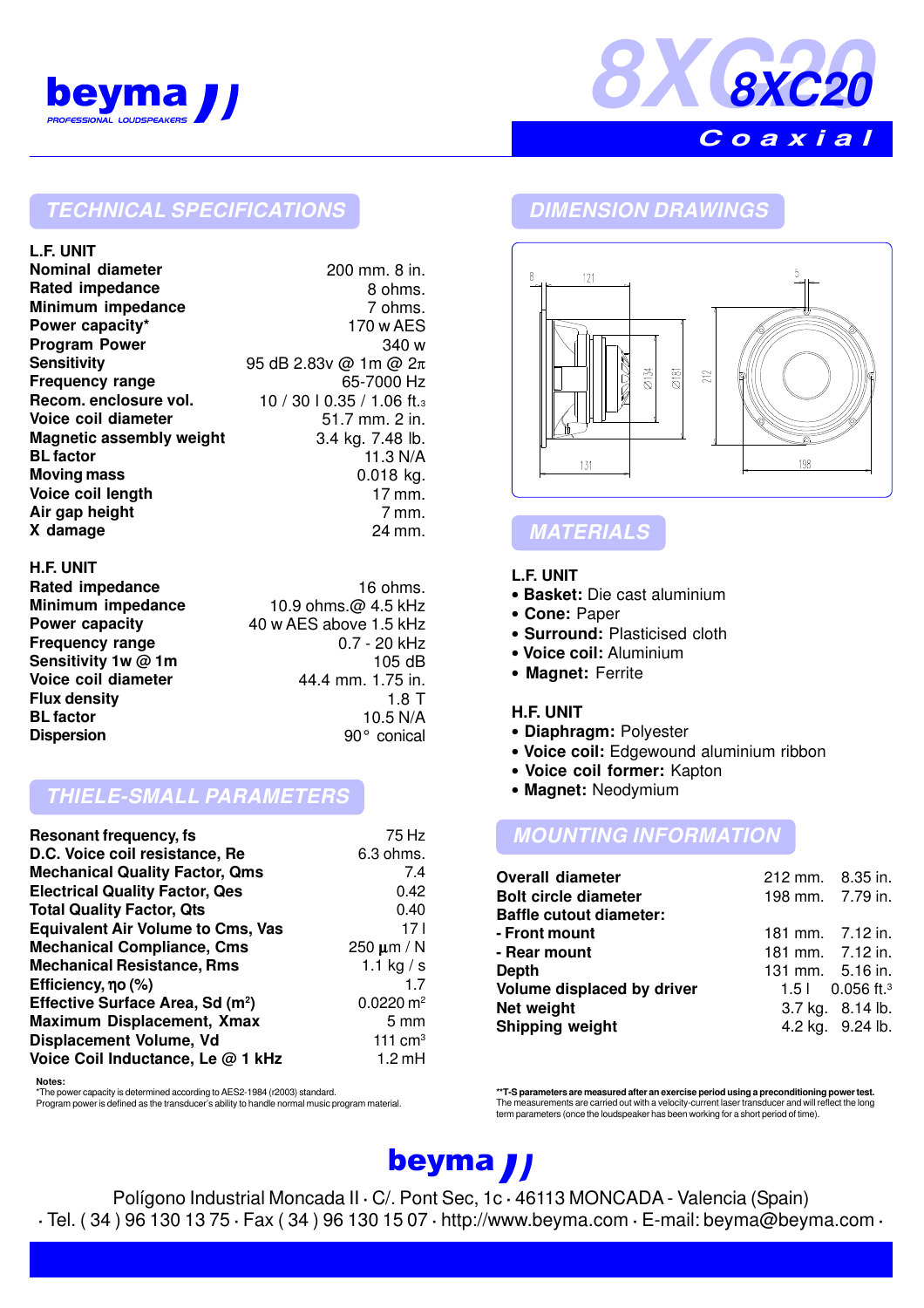**beyma** PROFESSIONAL LOUDSPEAKERS

# 8XC20

## Coaxial

## TECHNICAL SPECIFICATIONS

### L.F. UNIT

| | |
|---|---|
| **Nominal diameter** | 200 mm. 8 in. |
| **Rated impedance** | 8 ohms. |
| **Minimum impedance** | 7 ohms. |
| **Power capacity*** | 170 w AES |
| **Program Power** | 340 w |
| **Sensitivity** | 95 dB 2.83v @ 1m @ 2π |
| **Frequency range** | 65-7000 Hz |
| **Recom. enclosure vol.** | 10 / 30 l 0.35 / 1.06 ft.³ |
| **Voice coil diameter** | 51.7 mm. 2 in. |
| **Magnetic assembly weight** | 3.4 kg. 7.48 lb. |
| **BL factor** | 11.3 N/A |
| **Moving mass** | 0.018 kg. |
| **Voice coil length** | 17 mm. |
| **Air gap height** | 7 mm. |
| **X damage** | 24 mm. |

### H.F. UNIT

| | |
|---|---|
| **Rated impedance** | 16 ohms. |
| **Minimum impedance** | 10.9 ohms.@ 4.5 kHz |
| **Power capacity** | 40 w AES above 1.5 kHz |
| **Frequency range** | 0.7 - 20 kHz |
| **Sensitivity 1w @ 1m** | 105 dB |
| **Voice coil diameter** | 44.4 mm. 1.75 in. |
| **Flux density** | 1.8 T |
| **BL factor** | 10.5 N/A |
| **Dispersion** | 90° conical |

## THIELE-SMALL PARAMETERS

| | |
|---|---|
| **Resonant frequency, fs** | 75 Hz |
| **D.C. Voice coil resistance, Re** | 6.3 ohms. |
| **Mechanical Quality Factor, Qms** | 7.4 |
| **Electrical Quality Factor, Qes** | 0.42 |
| **Total Quality Factor, Qts** | 0.40 |
| **Equivalent Air Volume to Cms, Vas** | 17 l |
| **Mechanical Compliance, Cms** | 250 µm / N |
| **Mechanical Resistance, Rms** | 1.1 kg / s |
| **Efficiency, ηo (%)** | 1.7 |
| **Effective Surface Area, Sd (m²)** | 0.0220 m² |
| **Maximum Displacement, Xmax** | 5 mm |
| **Displacement Volume, Vd** | 111 cm³ |
| **Voice Coil Inductance, Le @ 1 kHz** | 1.2 mH |

**Notes:**
*The power capacity is determined according to AES2-1984 (r2003) standard.
Program power is defined as the transducer's ability to handle normal music program material.

## DIMENSION DRAWINGS

8
121
5
Ø134
Ø181
212
131
198

## MATERIALS

### L.F. UNIT

- **Basket:** Die cast aluminium
- **Cone:** Paper
- **Surround:** Plasticised cloth
- **Voice coil:** Aluminium
- **Magnet:** Ferrite

### H.F. UNIT

- **Diaphragm:** Polyester
- **Voice coil:** Edgewound aluminium ribbon
- **Voice coil former:** Kapton
- **Magnet:** Neodymium

## MOUNTING INFORMATION

| | | |
|---|---|---|
| **Overall diameter** | 212 mm. | 8.35 in. |
| **Bolt circle diameter** | 198 mm. | 7.79 in. |
| **Baffle cutout diameter:** | | |
| **- Front mount** | 181 mm. | 7.12 in. |
| **- Rear mount** | 181 mm. | 7.12 in. |
| **Depth** | 131 mm. | 5.16 in. |
| **Volume displaced by driver** | 1.5 l | 0.056 ft.³ |
| **Net weight** | 3.7 kg. | 8.14 lb. |
| **Shipping weight** | 4.2 kg. | 9.24 lb. |

****T-S parameters are measured after an exercise period using a preconditioning power test.**
The measurements are carried out with a velocity-current laser transducer and will reflect the long term parameters (once the loudspeaker has been working for a short period of time).

**beyma**

Polígono Industrial Moncada II · C/. Pont Sec, 1c · 46113 MONCADA - Valencia (Spain)
· Tel. ( 34 ) 96 130 13 75 · Fax ( 34 ) 96 130 15 07 · http://www.beyma.com · E-mail: beyma@beyma.com ·